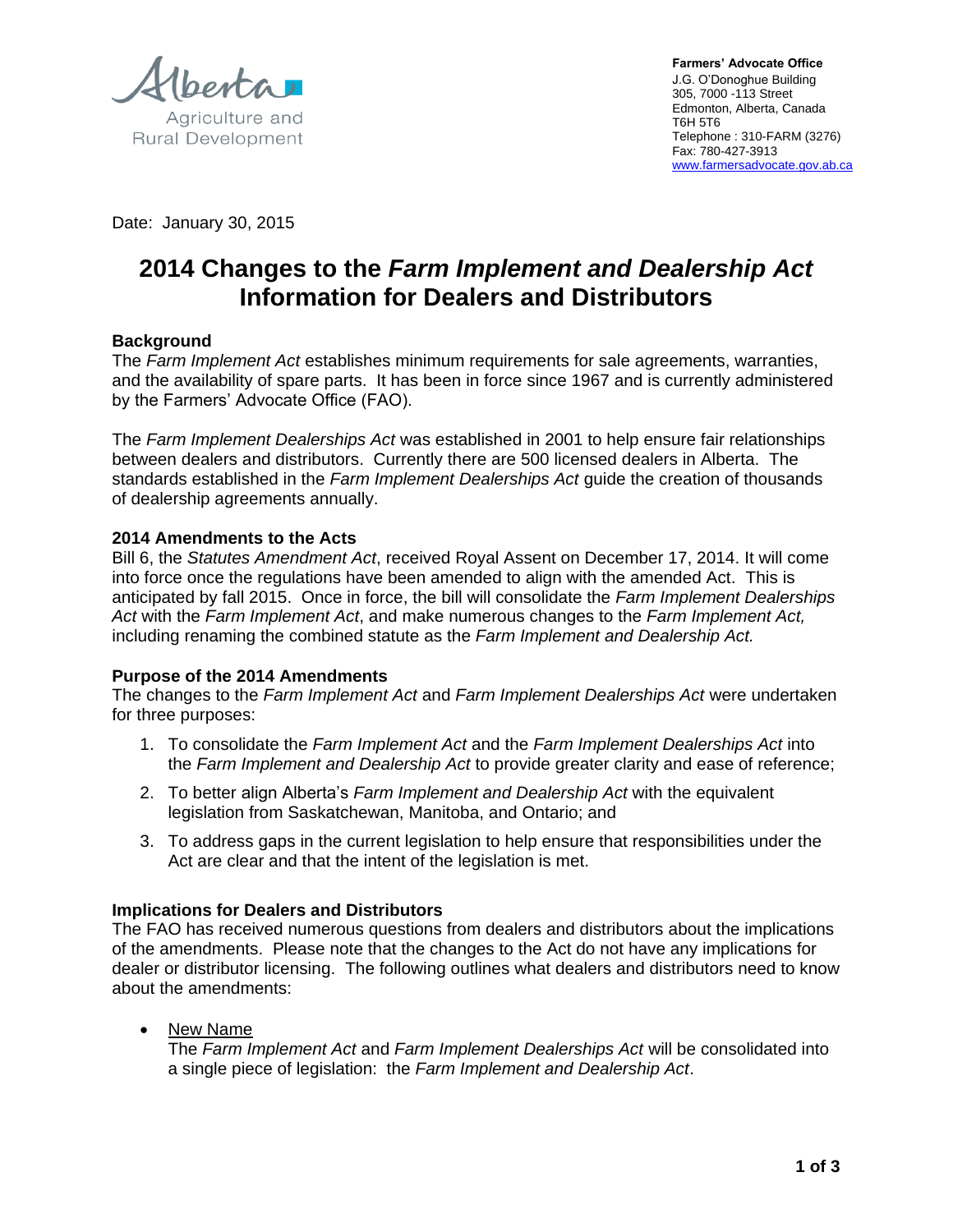Alberta Agriculture and Rural Development

**Farmers' Advocate Office**
J.G. O'Donoghue Building
305, 7000 -113 Street
Edmonton, Alberta, Canada
T6H 5T6
Telephone : 310-FARM (3276)
Fax: 780-427-3913
www.farmersadvocate.gov.ab.ca

Date: January 30, 2015

# 2014 Changes to the *Farm Implement and Dealership Act* Information for Dealers and Distributors

### Background

The *Farm Implement Act* establishes minimum requirements for sale agreements, warranties, and the availability of spare parts. It has been in force since 1967 and is currently administered by the Farmers' Advocate Office (FAO).

The *Farm Implement Dealerships Act* was established in 2001 to help ensure fair relationships between dealers and distributors. Currently there are 500 licensed dealers in Alberta. The standards established in the *Farm Implement Dealerships Act* guide the creation of thousands of dealership agreements annually.

### 2014 Amendments to the Acts

Bill 6, the *Statutes Amendment Act*, received Royal Assent on December 17, 2014. It will come into force once the regulations have been amended to align with the amended Act. This is anticipated by fall 2015. Once in force, the bill will consolidate the *Farm Implement Dealerships Act* with the *Farm Implement Act*, and make numerous changes to the *Farm Implement Act,* including renaming the combined statute as the *Farm Implement and Dealership Act.*

### Purpose of the 2014 Amendments

The changes to the *Farm Implement Act* and *Farm Implement Dealerships Act* were undertaken for three purposes:

1. To consolidate the *Farm Implement Act* and the *Farm Implement Dealerships Act* into the *Farm Implement and Dealership Act* to provide greater clarity and ease of reference;
2. To better align Alberta's *Farm Implement and Dealership Act* with the equivalent legislation from Saskatchewan, Manitoba, and Ontario; and
3. To address gaps in the current legislation to help ensure that responsibilities under the Act are clear and that the intent of the legislation is met.

### Implications for Dealers and Distributors

The FAO has received numerous questions from dealers and distributors about the implications of the amendments. Please note that the changes to the Act do not have any implications for dealer or distributor licensing. The following outlines what dealers and distributors need to know about the amendments:

- <u>New Name</u>
  The *Farm Implement Act* and *Farm Implement Dealerships Act* will be consolidated into a single piece of legislation: the *Farm Implement and Dealership Act*.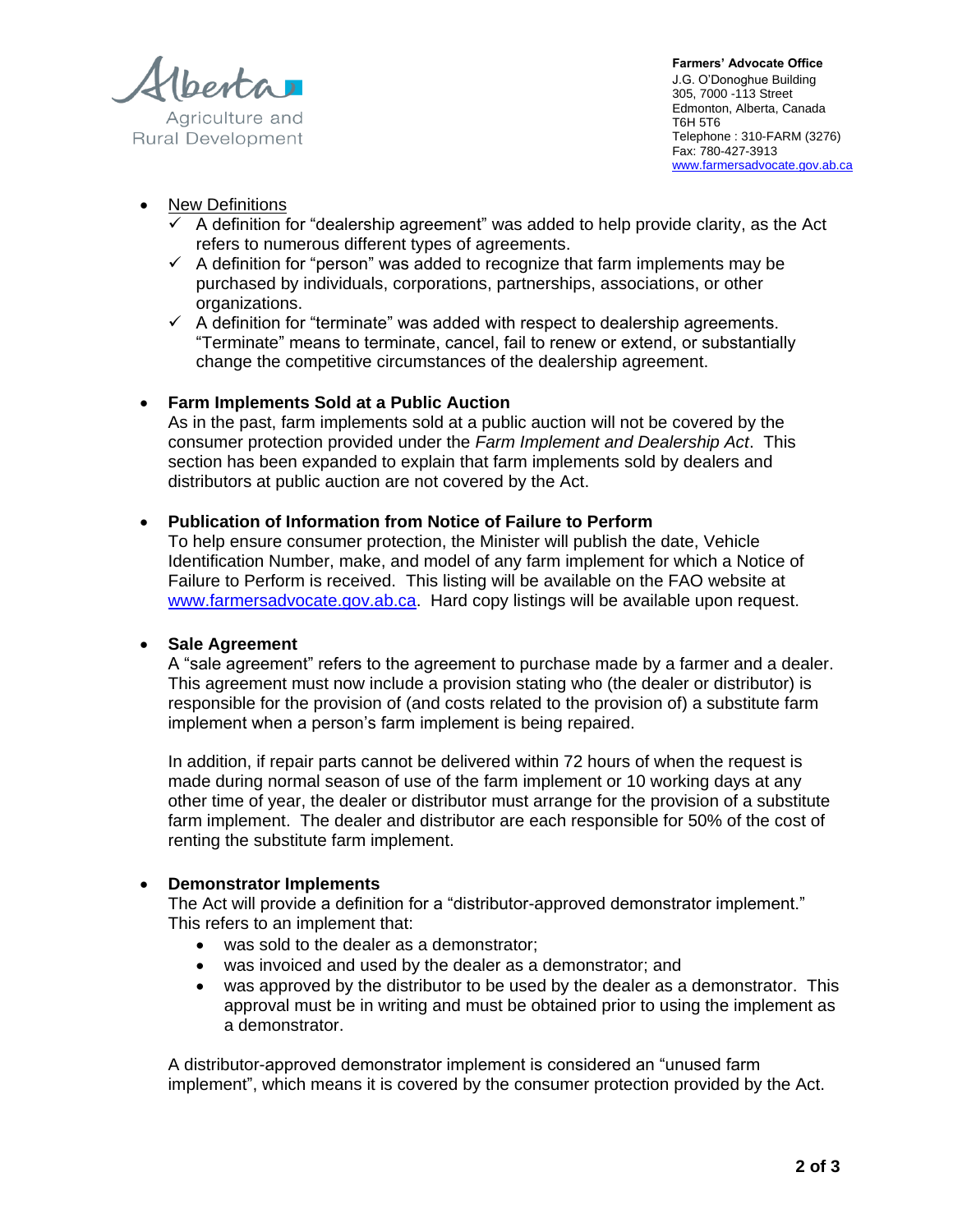- New Definitions
  - ✓ A definition for “dealership agreement” was added to help provide clarity, as the Act refers to numerous different types of agreements.
  - ✓ A definition for “person” was added to recognize that farm implements may be purchased by individuals, corporations, partnerships, associations, or other organizations.
  - ✓ A definition for “terminate” was added with respect to dealership agreements. “Terminate” means to terminate, cancel, fail to renew or extend, or substantially change the competitive circumstances of the dealership agreement.

- **Farm Implements Sold at a Public Auction**
  As in the past, farm implements sold at a public auction will not be covered by the consumer protection provided under the *Farm Implement and Dealership Act*. This section has been expanded to explain that farm implements sold by dealers and distributors at public auction are not covered by the Act.

- **Publication of Information from Notice of Failure to Perform**
  To help ensure consumer protection, the Minister will publish the date, Vehicle Identification Number, make, and model of any farm implement for which a Notice of Failure to Perform is received. This listing will be available on the FAO website at www.farmersadvocate.gov.ab.ca. Hard copy listings will be available upon request.

- **Sale Agreement**
  A “sale agreement” refers to the agreement to purchase made by a farmer and a dealer. This agreement must now include a provision stating who (the dealer or distributor) is responsible for the provision of (and costs related to the provision of) a substitute farm implement when a person’s farm implement is being repaired.

  In addition, if repair parts cannot be delivered within 72 hours of when the request is made during normal season of use of the farm implement or 10 working days at any other time of year, the dealer or distributor must arrange for the provision of a substitute farm implement. The dealer and distributor are each responsible for 50% of the cost of renting the substitute farm implement.

- **Demonstrator Implements**
  The Act will provide a definition for a “distributor-approved demonstrator implement.” This refers to an implement that:
  - was sold to the dealer as a demonstrator;
  - was invoiced and used by the dealer as a demonstrator; and
  - was approved by the distributor to be used by the dealer as a demonstrator. This approval must be in writing and must be obtained prior to using the implement as a demonstrator.

  A distributor-approved demonstrator implement is considered an “unused farm implement”, which means it is covered by the consumer protection provided by the Act.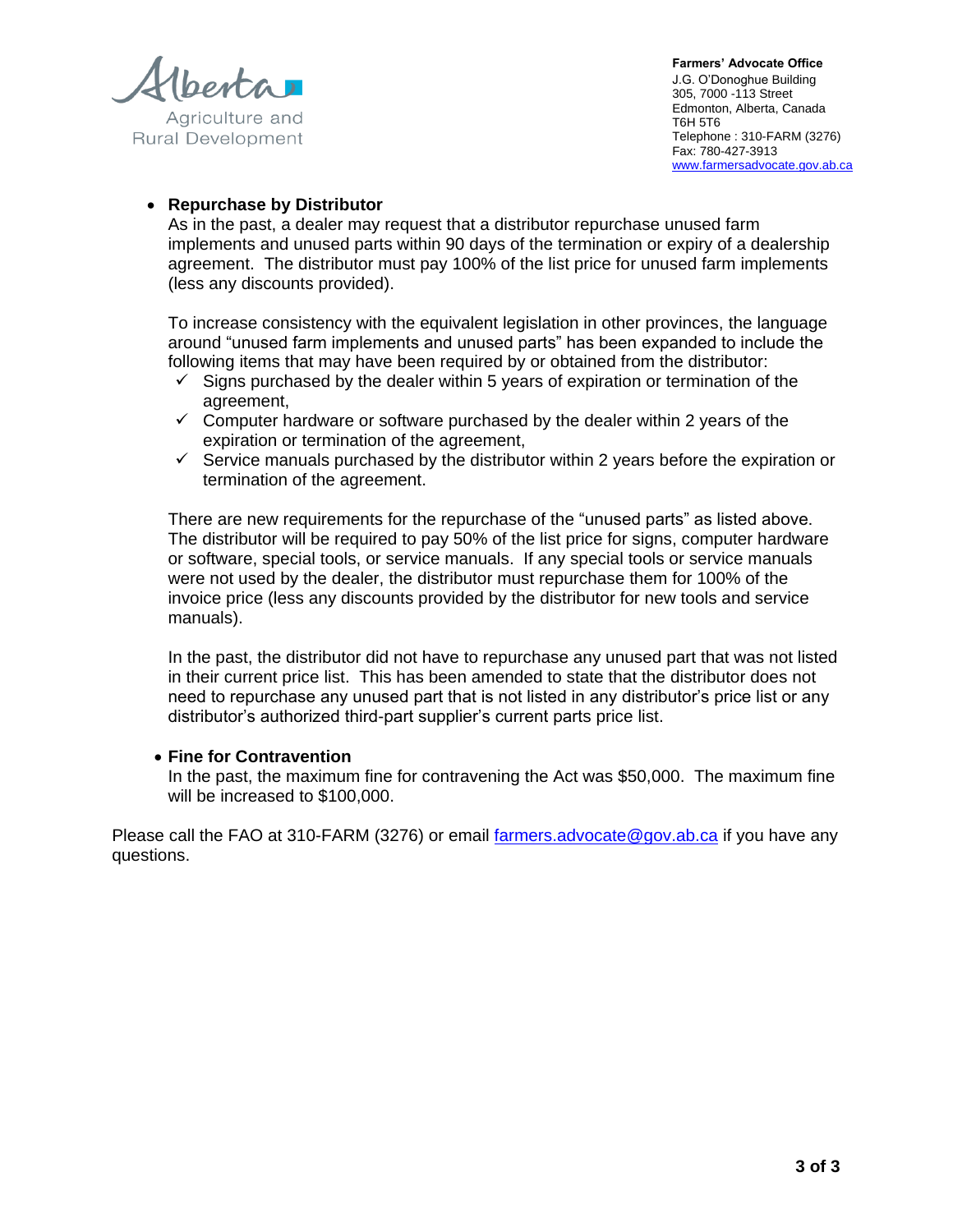Alberta Agriculture and Rural Development

**Farmers' Advocate Office**
J.G. O'Donoghue Building
305, 7000 -113 Street
Edmonton, Alberta, Canada
T6H 5T6
Telephone : 310-FARM (3276)
Fax: 780-427-3913
www.farmersadvocate.gov.ab.ca

- **Repurchase by Distributor**
  As in the past, a dealer may request that a distributor repurchase unused farm implements and unused parts within 90 days of the termination or expiry of a dealership agreement. The distributor must pay 100% of the list price for unused farm implements (less any discounts provided).

  To increase consistency with the equivalent legislation in other provinces, the language around "unused farm implements and unused parts" has been expanded to include the following items that may have been required by or obtained from the distributor:
  - ✓ Signs purchased by the dealer within 5 years of expiration or termination of the agreement,
  - ✓ Computer hardware or software purchased by the dealer within 2 years of the expiration or termination of the agreement,
  - ✓ Service manuals purchased by the distributor within 2 years before the expiration or termination of the agreement.

  There are new requirements for the repurchase of the "unused parts" as listed above. The distributor will be required to pay 50% of the list price for signs, computer hardware or software, special tools, or service manuals. If any special tools or service manuals were not used by the dealer, the distributor must repurchase them for 100% of the invoice price (less any discounts provided by the distributor for new tools and service manuals).

  In the past, the distributor did not have to repurchase any unused part that was not listed in their current price list. This has been amended to state that the distributor does not need to repurchase any unused part that is not listed in any distributor's price list or any distributor's authorized third-part supplier's current parts price list.

- **Fine for Contravention**
  In the past, the maximum fine for contravening the Act was $50,000. The maximum fine will be increased to $100,000.

Please call the FAO at 310-FARM (3276) or email farmers.advocate@gov.ab.ca if you have any questions.